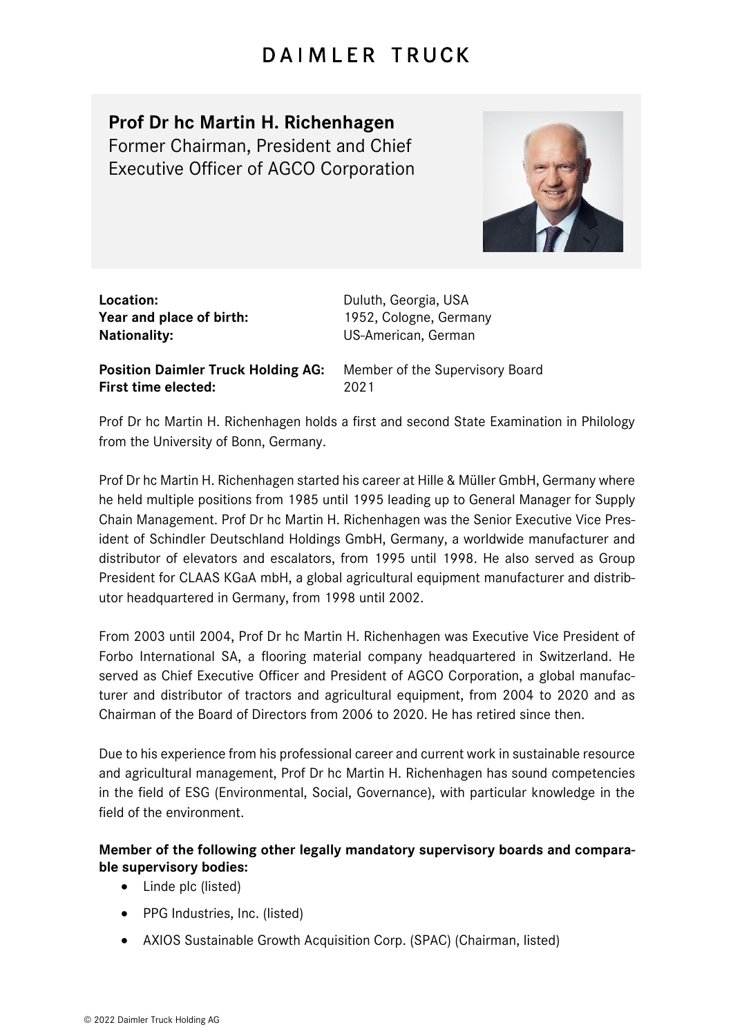# DAIMLER TRUCK

## Prof Dr hc Martin H. Richenhagen

Former Chairman, President and Chief Executive Officer of AGCO Corporation

**Location:** Duluth, Georgia, USA
**Year and place of birth:** 1952, Cologne, Germany
**Nationality:** US-American, German

**Position Daimler Truck Holding AG:** Member of the Supervisory Board
**First time elected:** 2021

Prof Dr hc Martin H. Richenhagen holds a first and second State Examination in Philology from the University of Bonn, Germany.

Prof Dr hc Martin H. Richenhagen started his career at Hille & Müller GmbH, Germany where he held multiple positions from 1985 until 1995 leading up to General Manager for Supply Chain Management. Prof Dr hc Martin H. Richenhagen was the Senior Executive Vice President of Schindler Deutschland Holdings GmbH, Germany, a worldwide manufacturer and distributor of elevators and escalators, from 1995 until 1998. He also served as Group President for CLAAS KGaA mbH, a global agricultural equipment manufacturer and distributor headquartered in Germany, from 1998 until 2002.

From 2003 until 2004, Prof Dr hc Martin H. Richenhagen was Executive Vice President of Forbo International SA, a flooring material company headquartered in Switzerland. He served as Chief Executive Officer and President of AGCO Corporation, a global manufacturer and distributor of tractors and agricultural equipment, from 2004 to 2020 and as Chairman of the Board of Directors from 2006 to 2020. He has retired since then.

Due to his experience from his professional career and current work in sustainable resource and agricultural management, Prof Dr hc Martin H. Richenhagen has sound competencies in the field of ESG (Environmental, Social, Governance), with particular knowledge in the field of the environment.

**Member of the following other legally mandatory supervisory boards and comparable supervisory bodies:**

- Linde plc (listed)
- PPG Industries, Inc. (listed)
- AXIOS Sustainable Growth Acquisition Corp. (SPAC) (Chairman, listed)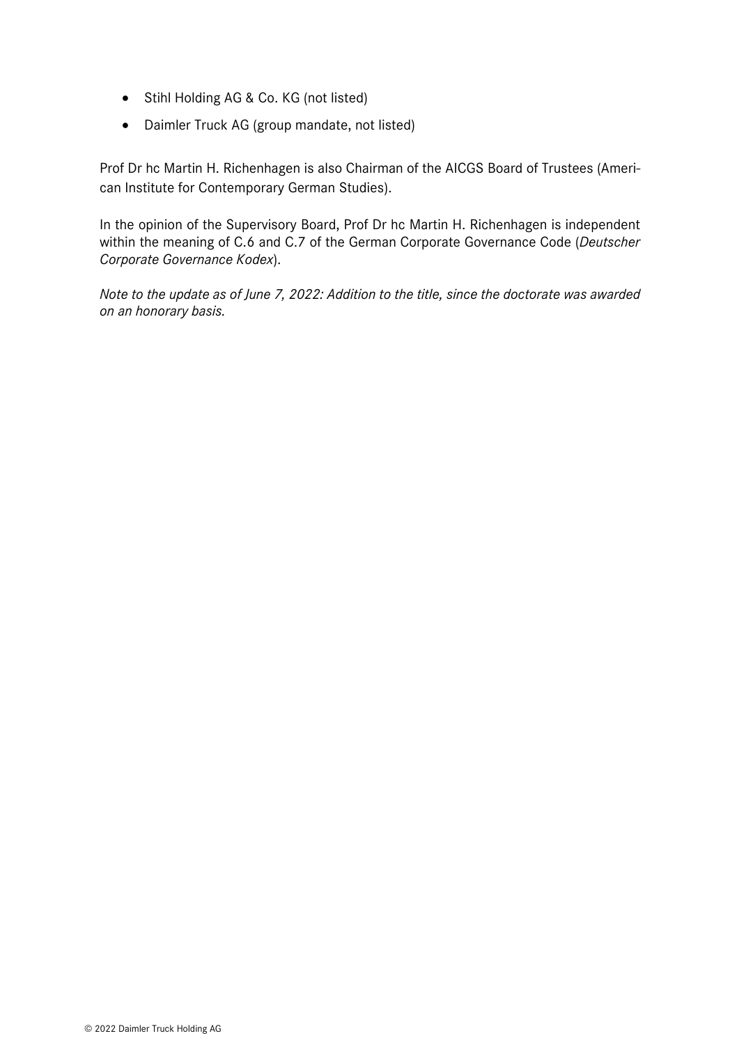- Stihl Holding AG & Co. KG (not listed)
- Daimler Truck AG (group mandate, not listed)

Prof Dr hc Martin H. Richenhagen is also Chairman of the AICGS Board of Trustees (American Institute for Contemporary German Studies).

In the opinion of the Supervisory Board, Prof Dr hc Martin H. Richenhagen is independent within the meaning of C.6 and C.7 of the German Corporate Governance Code (*Deutscher Corporate Governance Kodex*).

*Note to the update as of June 7, 2022: Addition to the title, since the doctorate was awarded on an honorary basis.*